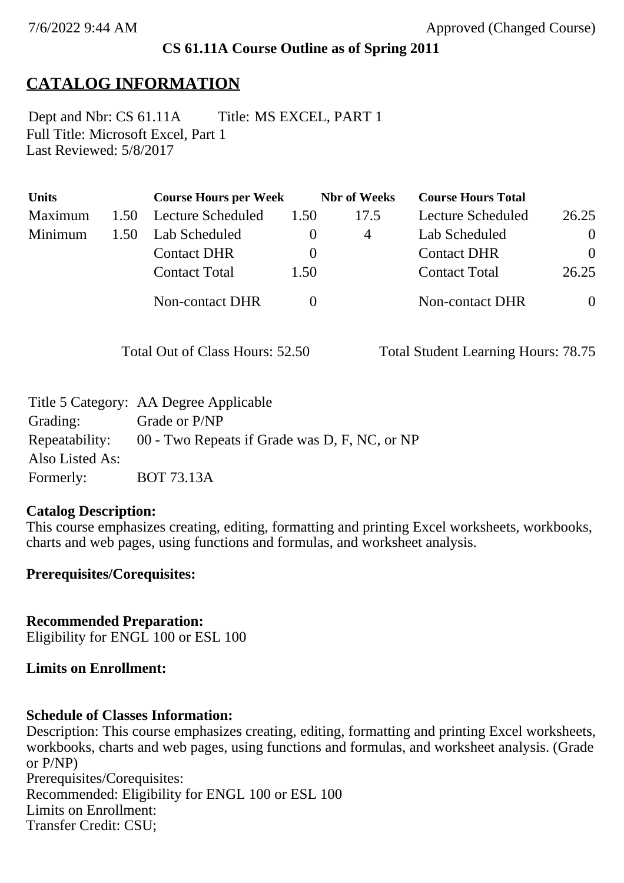**CS 61.11A Course Outline as of Spring 2011**

# CATALOG INFORMATION

Dept and Nbr: CS 61.11A Title: MS EXCEL, PART 1
Full Title: Microsoft Excel, Part 1
Last Reviewed: 5/8/2017

| Units | | Course Hours per Week | | Nbr of Weeks | Course Hours Total | |
|---|---|---|---|---|---|---|
| Maximum | 1.50 | Lecture Scheduled | 1.50 | 17.5 | Lecture Scheduled | 26.25 |
| Minimum | 1.50 | Lab Scheduled | 0 | 4 | Lab Scheduled | 0 |
| | | Contact DHR | 0 | | Contact DHR | 0 |
| | | Contact Total | 1.50 | | Contact Total | 26.25 |
| | | Non-contact DHR | 0 | | Non-contact DHR | 0 |

Total Out of Class Hours: 52.50 Total Student Learning Hours: 78.75

| | |
|---|---|
| Title 5 Category: | AA Degree Applicable |
| Grading: | Grade or P/NP |
| Repeatability: | 00 - Two Repeats if Grade was D, F, NC, or NP |
| Also Listed As: | |
| Formerly: | BOT 73.13A |

**Catalog Description:**
This course emphasizes creating, editing, formatting and printing Excel worksheets, workbooks, charts and web pages, using functions and formulas, and worksheet analysis.

**Prerequisites/Corequisites:**

**Recommended Preparation:**
Eligibility for ENGL 100 or ESL 100

**Limits on Enrollment:**

**Schedule of Classes Information:**
Description: This course emphasizes creating, editing, formatting and printing Excel worksheets, workbooks, charts and web pages, using functions and formulas, and worksheet analysis. (Grade or P/NP)
Prerequisites/Corequisites:
Recommended: Eligibility for ENGL 100 or ESL 100
Limits on Enrollment:
Transfer Credit: CSU;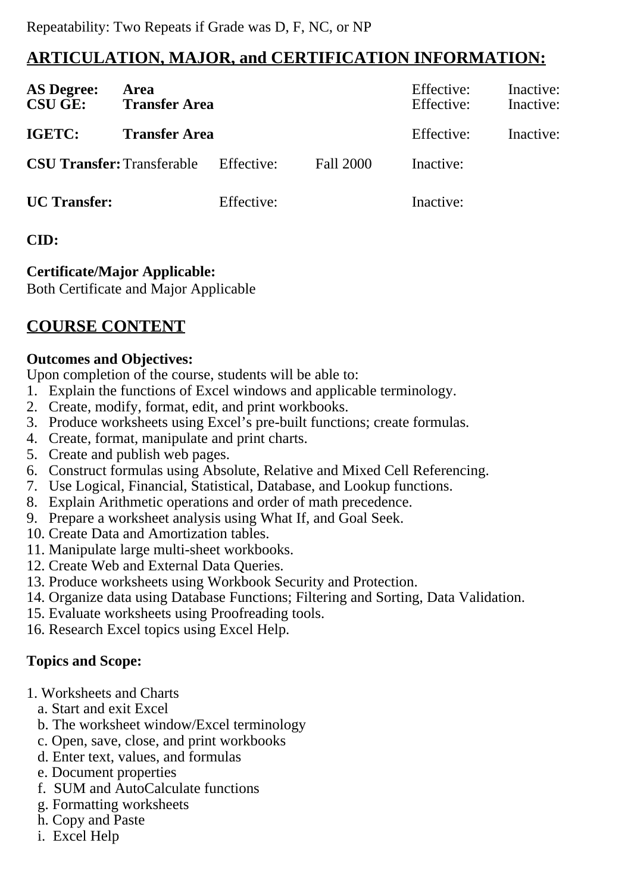Repeatability: Two Repeats if Grade was D, F, NC, or NP

## ARTICULATION, MAJOR, and CERTIFICATION INFORMATION:

| | | | | | |
|---|---|---|---|---|---|
| **AS Degree:** | **Area** | | | Effective: | Inactive: |
| **CSU GE:** | **Transfer Area** | | | Effective: | Inactive: |
| **IGETC:** | **Transfer Area** | | | Effective: | Inactive: |
| **CSU Transfer:** | Transferable | Effective: | Fall 2000 | Inactive: | |
| **UC Transfer:** | | Effective: | | Inactive: | |

**CID:**

**Certificate/Major Applicable:**
Both Certificate and Major Applicable

## COURSE CONTENT

**Outcomes and Objectives:**
Upon completion of the course, students will be able to:

1. Explain the functions of Excel windows and applicable terminology.
2. Create, modify, format, edit, and print workbooks.
3. Produce worksheets using Excel's pre-built functions; create formulas.
4. Create, format, manipulate and print charts.
5. Create and publish web pages.
6. Construct formulas using Absolute, Relative and Mixed Cell Referencing.
7. Use Logical, Financial, Statistical, Database, and Lookup functions.
8. Explain Arithmetic operations and order of math precedence.
9. Prepare a worksheet analysis using What If, and Goal Seek.
10. Create Data and Amortization tables.
11. Manipulate large multi-sheet workbooks.
12. Create Web and External Data Queries.
13. Produce worksheets using Workbook Security and Protection.
14. Organize data using Database Functions; Filtering and Sorting, Data Validation.
15. Evaluate worksheets using Proofreading tools.
16. Research Excel topics using Excel Help.

**Topics and Scope:**

1. Worksheets and Charts
   a. Start and exit Excel
   b. The worksheet window/Excel terminology
   c. Open, save, close, and print workbooks
   d. Enter text, values, and formulas
   e. Document properties
   f. SUM and AutoCalculate functions
   g. Formatting worksheets
   h. Copy and Paste
   i. Excel Help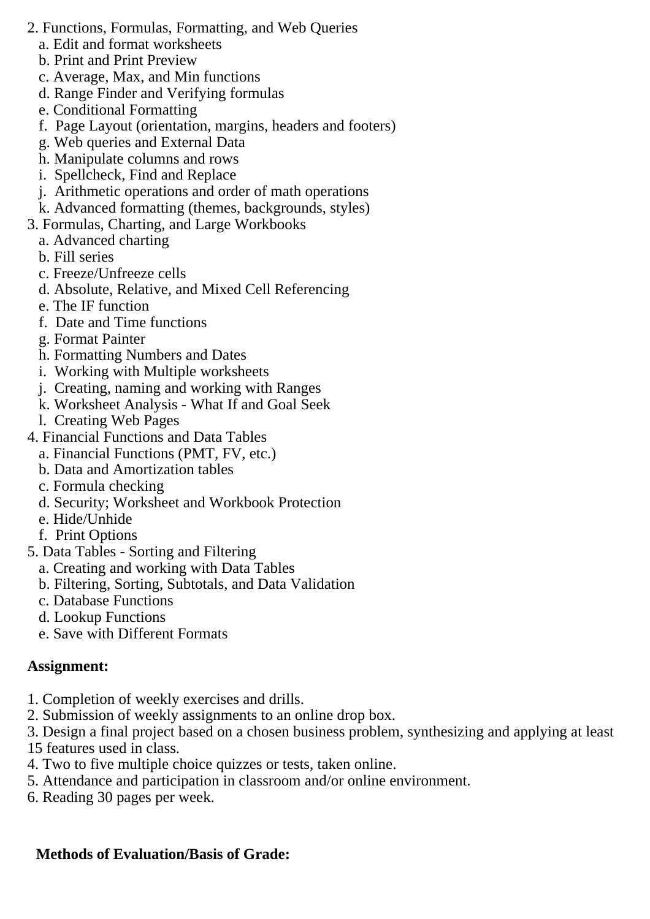2. Functions, Formulas, Formatting, and Web Queries
   a. Edit and format worksheets
   b. Print and Print Preview
   c. Average, Max, and Min functions
   d. Range Finder and Verifying formulas
   e. Conditional Formatting
   f. Page Layout (orientation, margins, headers and footers)
   g. Web queries and External Data
   h. Manipulate columns and rows
   i. Spellcheck, Find and Replace
   j. Arithmetic operations and order of math operations
   k. Advanced formatting (themes, backgrounds, styles)
3. Formulas, Charting, and Large Workbooks
   a. Advanced charting
   b. Fill series
   c. Freeze/Unfreeze cells
   d. Absolute, Relative, and Mixed Cell Referencing
   e. The IF function
   f. Date and Time functions
   g. Format Painter
   h. Formatting Numbers and Dates
   i. Working with Multiple worksheets
   j. Creating, naming and working with Ranges
   k. Worksheet Analysis - What If and Goal Seek
   l. Creating Web Pages
4. Financial Functions and Data Tables
   a. Financial Functions (PMT, FV, etc.)
   b. Data and Amortization tables
   c. Formula checking
   d. Security; Worksheet and Workbook Protection
   e. Hide/Unhide
   f. Print Options
5. Data Tables - Sorting and Filtering
   a. Creating and working with Data Tables
   b. Filtering, Sorting, Subtotals, and Data Validation
   c. Database Functions
   d. Lookup Functions
   e. Save with Different Formats

**Assignment:**

1. Completion of weekly exercises and drills.
2. Submission of weekly assignments to an online drop box.
3. Design a final project based on a chosen business problem, synthesizing and applying at least 15 features used in class.
4. Two to five multiple choice quizzes or tests, taken online.
5. Attendance and participation in classroom and/or online environment.
6. Reading 30 pages per week.

**Methods of Evaluation/Basis of Grade:**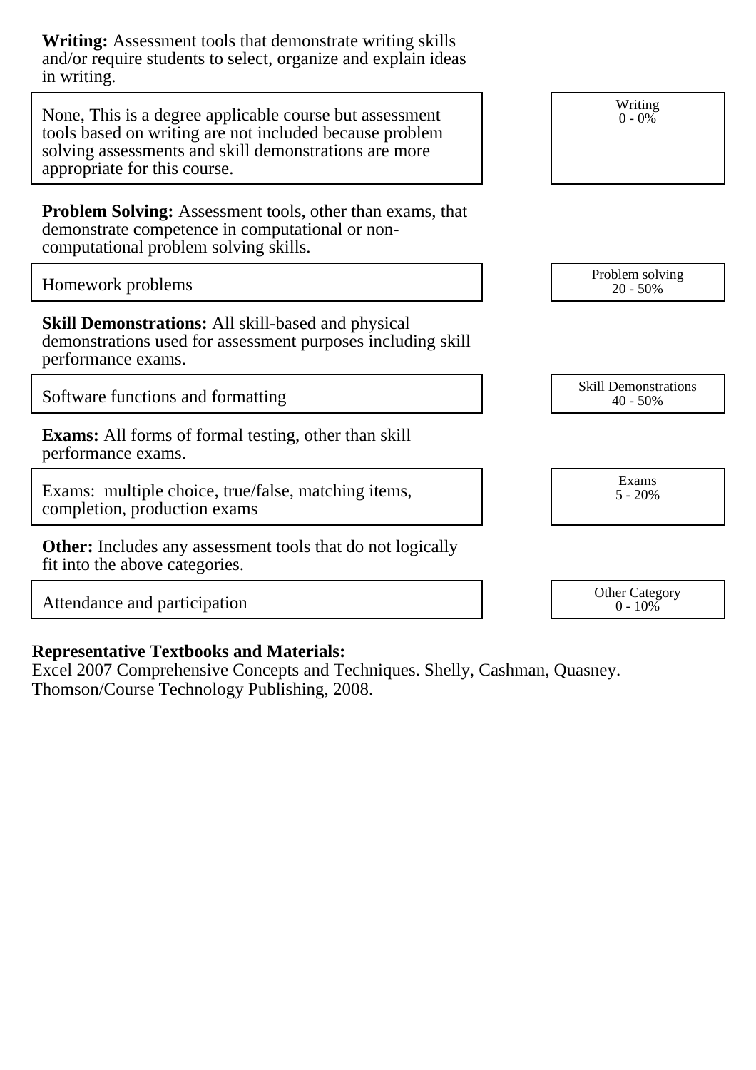**Writing:** Assessment tools that demonstrate writing skills and/or require students to select, organize and explain ideas in writing.

| | |
|---|---|
| None, This is a degree applicable course but assessment tools based on writing are not included because problem solving assessments and skill demonstrations are more appropriate for this course. | Writing 0 - 0% |

**Problem Solving:** Assessment tools, other than exams, that demonstrate competence in computational or non-computational problem solving skills.

| | |
|---|---|
| Homework problems | Problem solving 20 - 50% |

**Skill Demonstrations:** All skill-based and physical demonstrations used for assessment purposes including skill performance exams.

| | |
|---|---|
| Software functions and formatting | Skill Demonstrations 40 - 50% |

**Exams:** All forms of formal testing, other than skill performance exams.

| | |
|---|---|
| Exams: multiple choice, true/false, matching items, completion, production exams | Exams 5 - 20% |

**Other:** Includes any assessment tools that do not logically fit into the above categories.

| | |
|---|---|
| Attendance and participation | Other Category 0 - 10% |

**Representative Textbooks and Materials:**

Excel 2007 Comprehensive Concepts and Techniques. Shelly, Cashman, Quasney. Thomson/Course Technology Publishing, 2008.